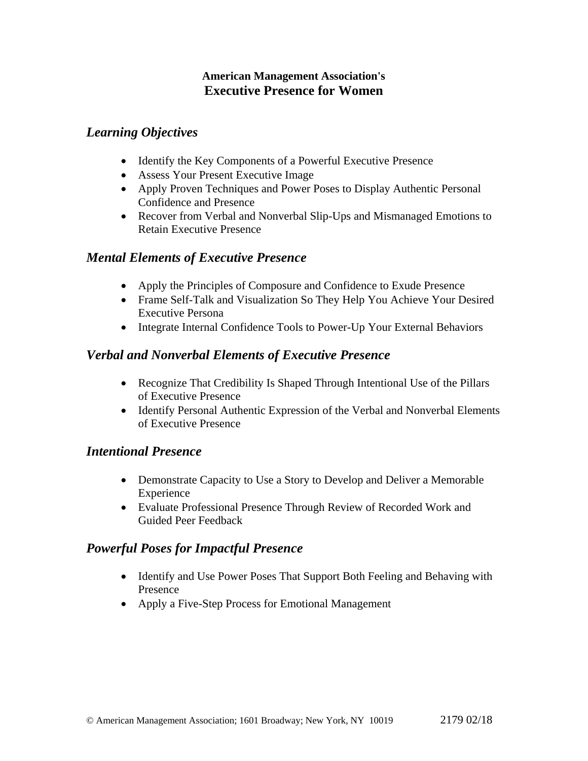**American Management Association's**
# Executive Presence for Women

## *Learning Objectives*

- Identify the Key Components of a Powerful Executive Presence
- Assess Your Present Executive Image
- Apply Proven Techniques and Power Poses to Display Authentic Personal Confidence and Presence
- Recover from Verbal and Nonverbal Slip-Ups and Mismanaged Emotions to Retain Executive Presence

## *Mental Elements of Executive Presence*

- Apply the Principles of Composure and Confidence to Exude Presence
- Frame Self-Talk and Visualization So They Help You Achieve Your Desired Executive Persona
- Integrate Internal Confidence Tools to Power-Up Your External Behaviors

## *Verbal and Nonverbal Elements of Executive Presence*

- Recognize That Credibility Is Shaped Through Intentional Use of the Pillars of Executive Presence
- Identify Personal Authentic Expression of the Verbal and Nonverbal Elements of Executive Presence

## *Intentional Presence*

- Demonstrate Capacity to Use a Story to Develop and Deliver a Memorable Experience
- Evaluate Professional Presence Through Review of Recorded Work and Guided Peer Feedback

## *Powerful Poses for Impactful Presence*

- Identify and Use Power Poses That Support Both Feeling and Behaving with Presence
- Apply a Five-Step Process for Emotional Management

© American Management Association; 1601 Broadway; New York, NY 10019 2179 02/18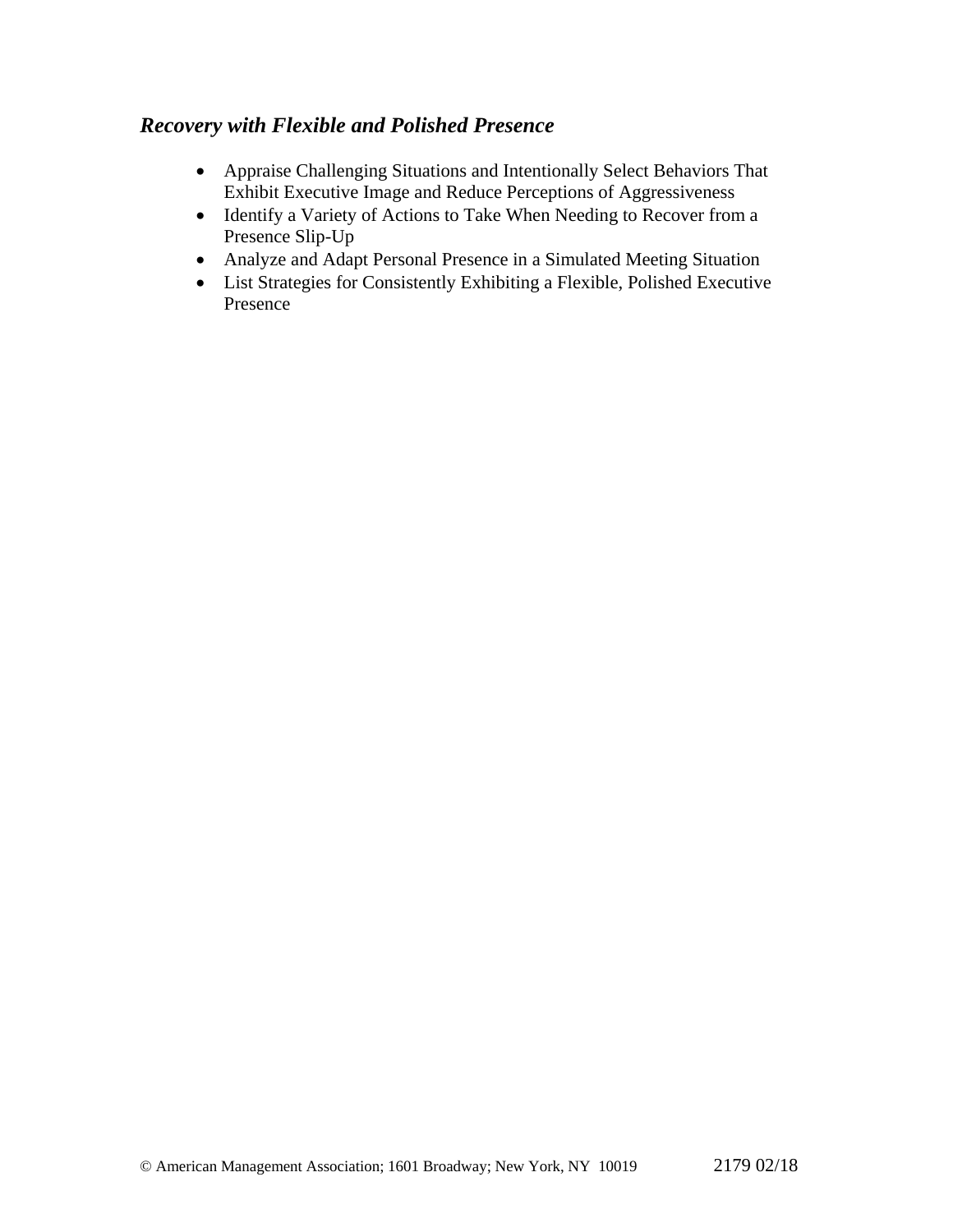### *Recovery with Flexible and Polished Presence*

- Appraise Challenging Situations and Intentionally Select Behaviors That Exhibit Executive Image and Reduce Perceptions of Aggressiveness
- Identify a Variety of Actions to Take When Needing to Recover from a Presence Slip-Up
- Analyze and Adapt Personal Presence in a Simulated Meeting Situation
- List Strategies for Consistently Exhibiting a Flexible, Polished Executive Presence